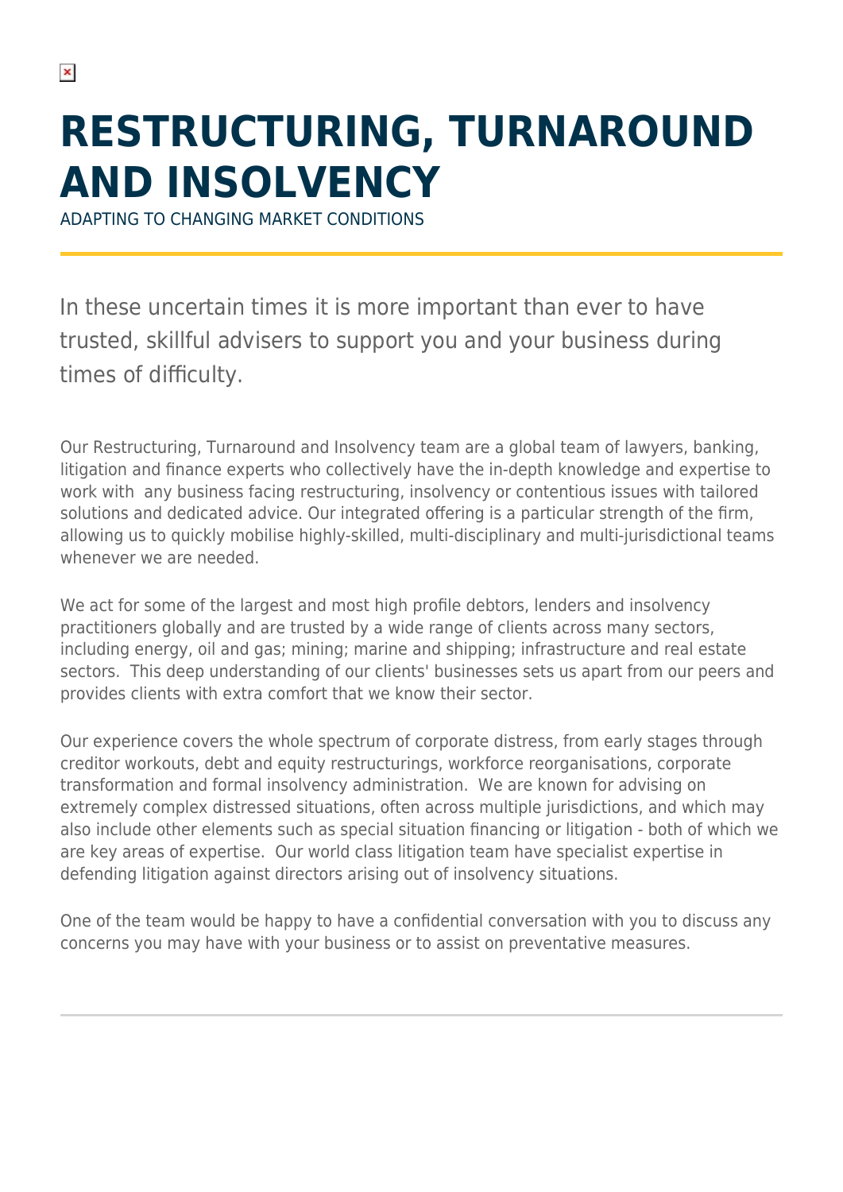# RESTRUCTURING, TURNAROUND AND INSOLVENCY

ADAPTING TO CHANGING MARKET CONDITIONS

In these uncertain times it is more important than ever to have trusted, skillful advisers to support you and your business during times of difficulty.

Our Restructuring, Turnaround and Insolvency team are a global team of lawyers, banking, litigation and finance experts who collectively have the in-depth knowledge and expertise to work with any business facing restructuring, insolvency or contentious issues with tailored solutions and dedicated advice. Our integrated offering is a particular strength of the firm, allowing us to quickly mobilise highly-skilled, multi-disciplinary and multi-jurisdictional teams whenever we are needed.

We act for some of the largest and most high profile debtors, lenders and insolvency practitioners globally and are trusted by a wide range of clients across many sectors, including energy, oil and gas; mining; marine and shipping; infrastructure and real estate sectors. This deep understanding of our clients' businesses sets us apart from our peers and provides clients with extra comfort that we know their sector.

Our experience covers the whole spectrum of corporate distress, from early stages through creditor workouts, debt and equity restructurings, workforce reorganisations, corporate transformation and formal insolvency administration. We are known for advising on extremely complex distressed situations, often across multiple jurisdictions, and which may also include other elements such as special situation financing or litigation - both of which we are key areas of expertise. Our world class litigation team have specialist expertise in defending litigation against directors arising out of insolvency situations.

One of the team would be happy to have a confidential conversation with you to discuss any concerns you may have with your business or to assist on preventative measures.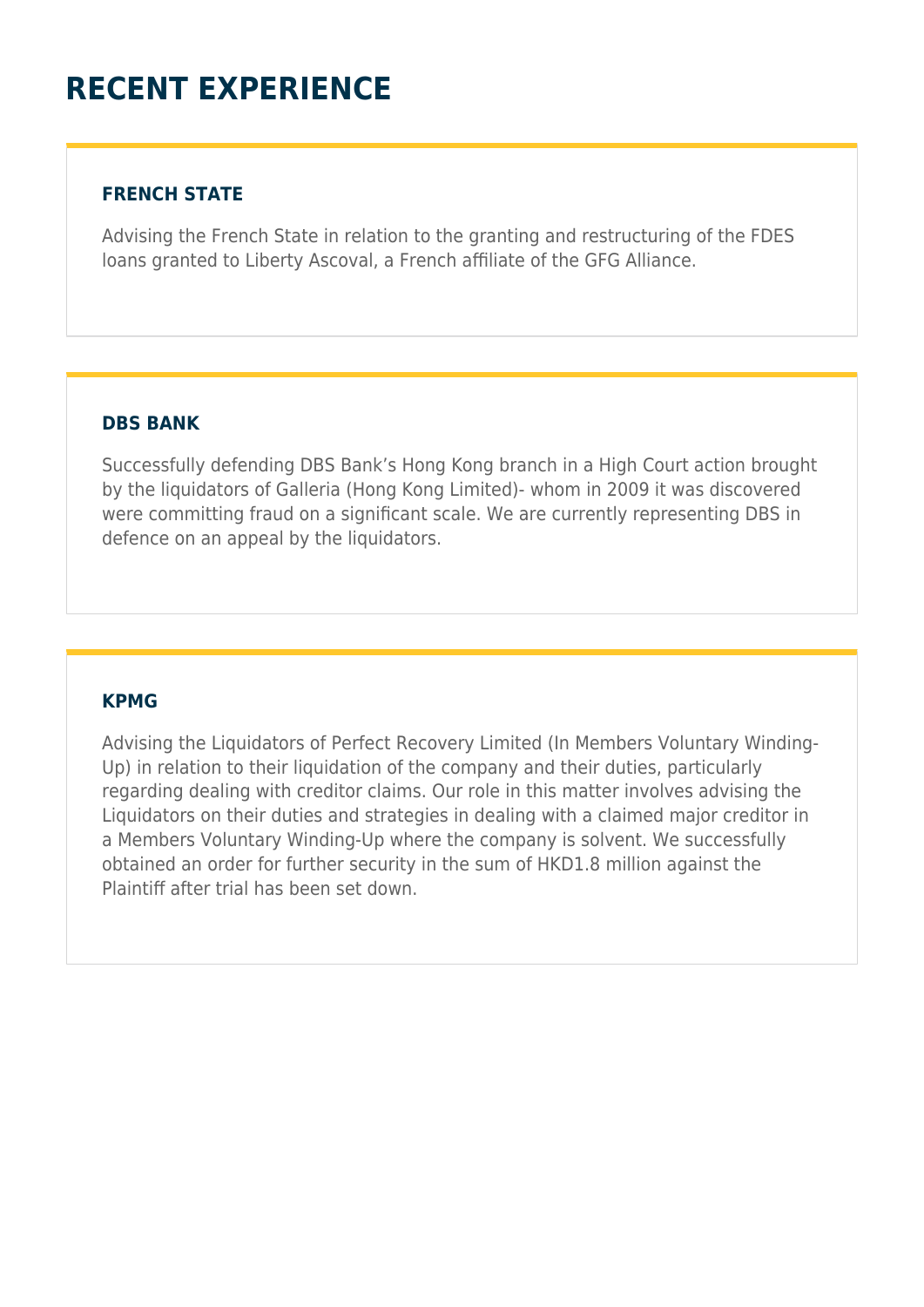# RECENT EXPERIENCE

### FRENCH STATE

Advising the French State in relation to the granting and restructuring of the FDES loans granted to Liberty Ascoval, a French affiliate of the GFG Alliance.

### DBS BANK

Successfully defending DBS Bank's Hong Kong branch in a High Court action brought by the liquidators of Galleria (Hong Kong Limited)- whom in 2009 it was discovered were committing fraud on a significant scale. We are currently representing DBS in defence on an appeal by the liquidators.

### KPMG

Advising the Liquidators of Perfect Recovery Limited (In Members Voluntary Winding-Up) in relation to their liquidation of the company and their duties, particularly regarding dealing with creditor claims. Our role in this matter involves advising the Liquidators on their duties and strategies in dealing with a claimed major creditor in a Members Voluntary Winding-Up where the company is solvent. We successfully obtained an order for further security in the sum of HKD1.8 million against the Plaintiff after trial has been set down.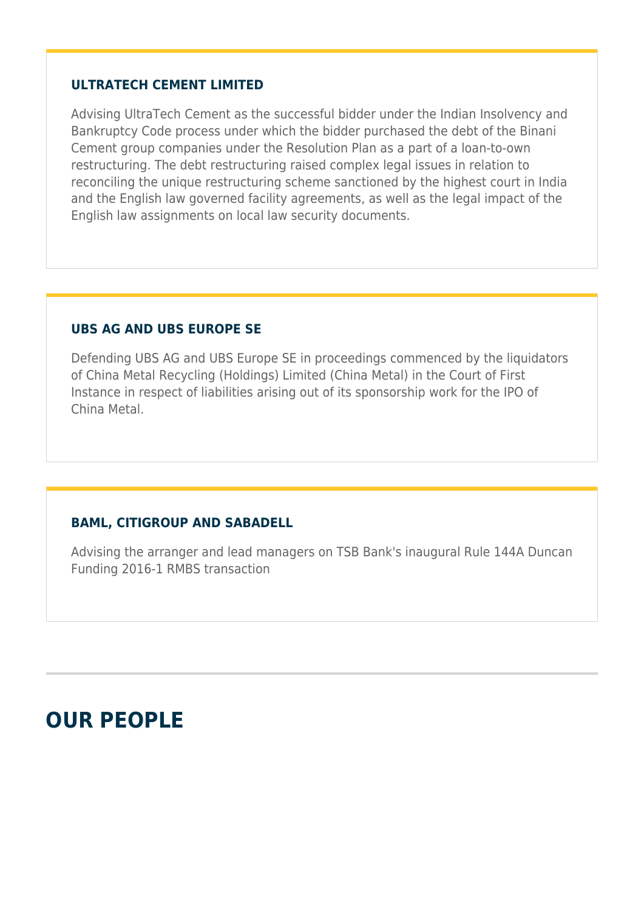### ULTRATECH CEMENT LIMITED

Advising UltraTech Cement as the successful bidder under the Indian Insolvency and Bankruptcy Code process under which the bidder purchased the debt of the Binani Cement group companies under the Resolution Plan as a part of a loan-to-own restructuring. The debt restructuring raised complex legal issues in relation to reconciling the unique restructuring scheme sanctioned by the highest court in India and the English law governed facility agreements, as well as the legal impact of the English law assignments on local law security documents.

### UBS AG AND UBS EUROPE SE

Defending UBS AG and UBS Europe SE in proceedings commenced by the liquidators of China Metal Recycling (Holdings) Limited (China Metal) in the Court of First Instance in respect of liabilities arising out of its sponsorship work for the IPO of China Metal.

### BAML, CITIGROUP AND SABADELL

Advising the arranger and lead managers on TSB Bank's inaugural Rule 144A Duncan Funding 2016-1 RMBS transaction

## OUR PEOPLE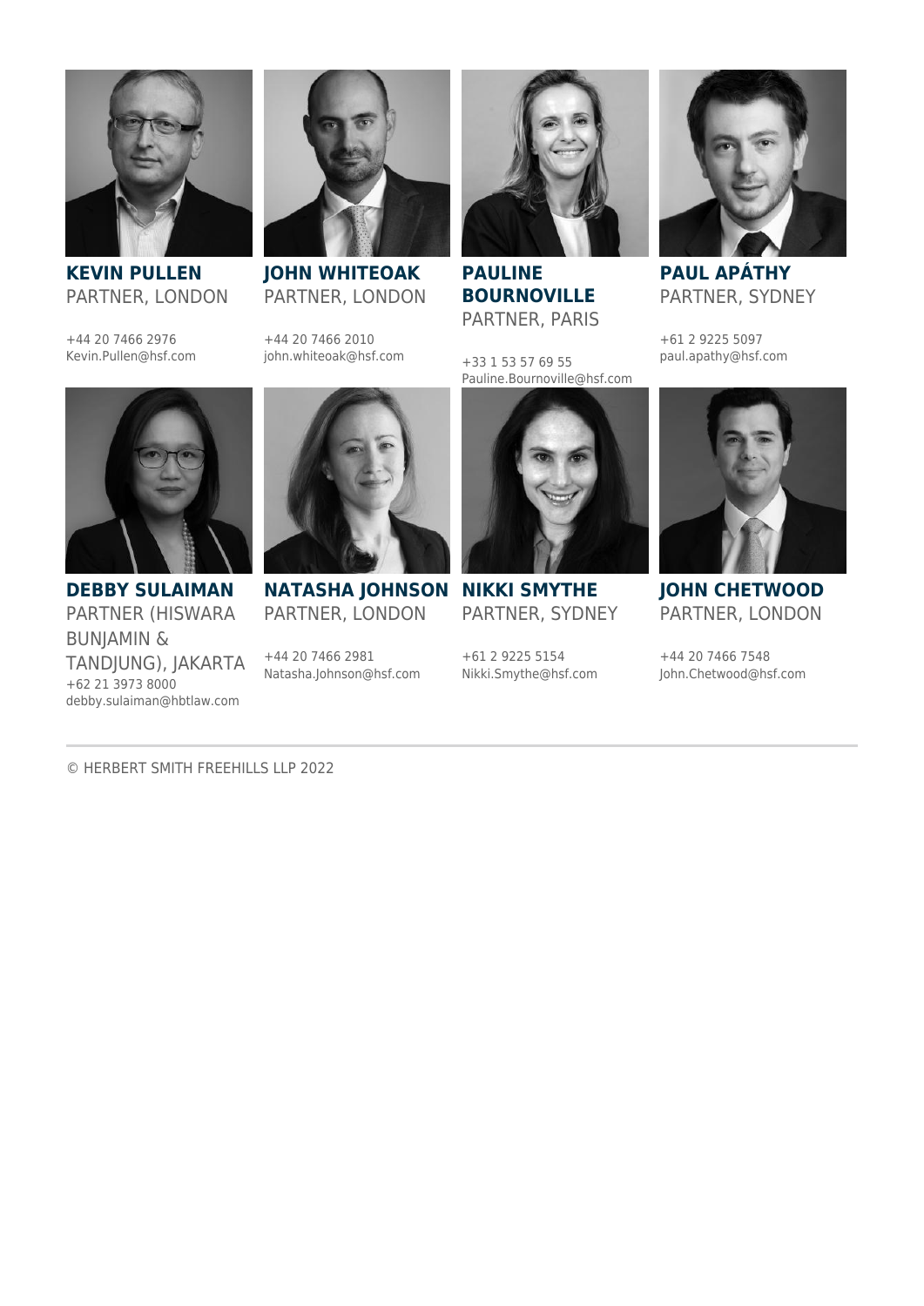**KEVIN PULLEN**
PARTNER, LONDON

+44 20 7466 2976
Kevin.Pullen@hsf.com

**JOHN WHITEOAK**
PARTNER, LONDON

+44 20 7466 2010
john.whiteoak@hsf.com

**PAULINE BOURNOVILLE**
PARTNER, PARIS

+33 1 53 57 69 55
Pauline.Bournoville@hsf.com

**PAUL APÁTHY**
PARTNER, SYDNEY

+61 2 9225 5097
paul.apathy@hsf.com

**DEBBY SULAIMAN**
PARTNER (HISWARA BUNJAMIN & TANDJUNG), JAKARTA
+62 21 3973 8000
debby.sulaiman@hbtlaw.com

**NATASHA JOHNSON**
PARTNER, LONDON

+44 20 7466 2981
Natasha.Johnson@hsf.com

**NIKKI SMYTHE**
PARTNER, SYDNEY

+61 2 9225 5154
Nikki.Smythe@hsf.com

**JOHN CHETWOOD**
PARTNER, LONDON

+44 20 7466 7548
John.Chetwood@hsf.com

© HERBERT SMITH FREEHILLS LLP 2022